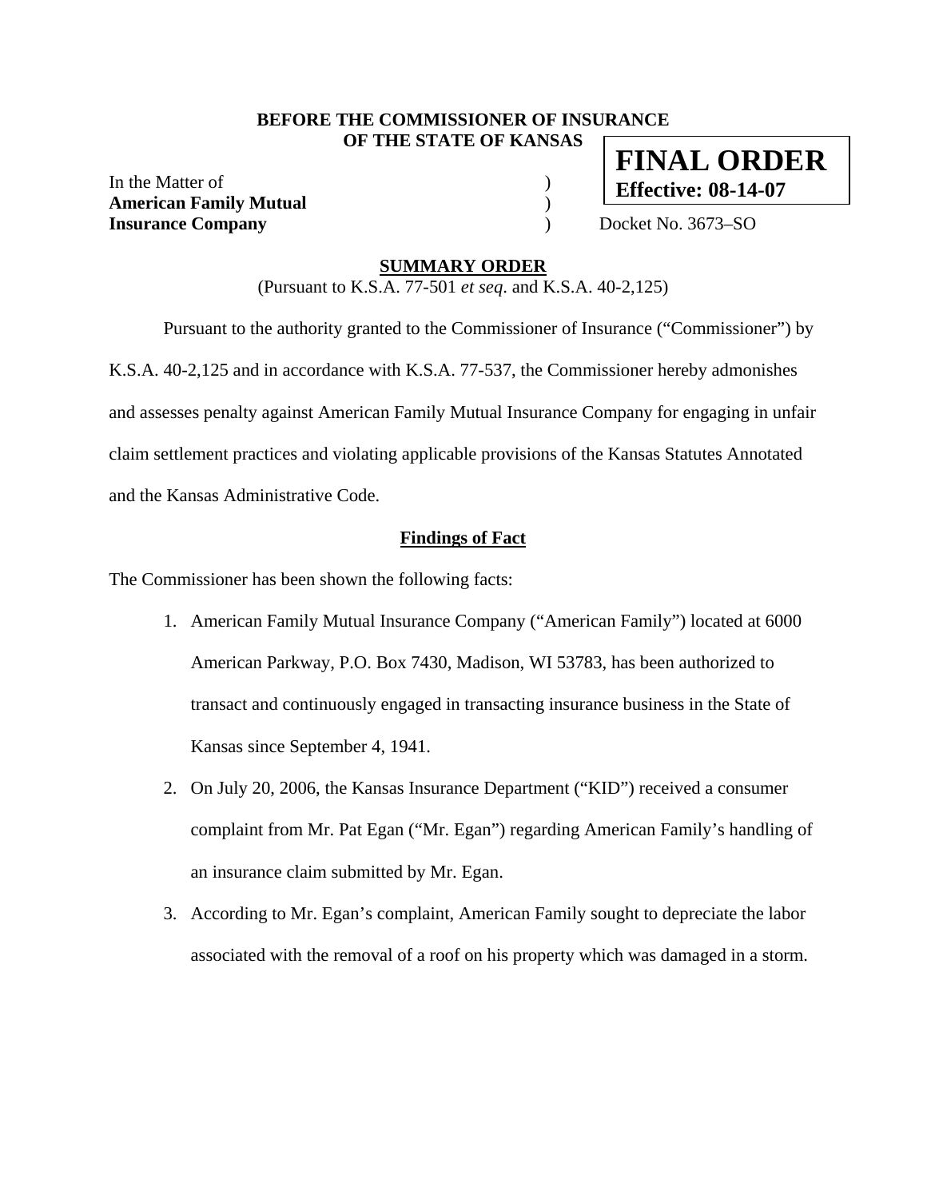**BEFORE THE COMMISSIONER OF INSURANCE**
**OF THE STATE OF KANSAS**

**FINAL ORDER**
**Effective: 08-14-07**

In the Matter of )
**American Family Mutual** )
**Insurance Company** ) Docket No. 3673–SO

## SUMMARY ORDER

(Pursuant to K.S.A. 77-501 *et seq.* and K.S.A. 40-2,125)

Pursuant to the authority granted to the Commissioner of Insurance ("Commissioner") by K.S.A. 40-2,125 and in accordance with K.S.A. 77-537, the Commissioner hereby admonishes and assesses penalty against American Family Mutual Insurance Company for engaging in unfair claim settlement practices and violating applicable provisions of the Kansas Statutes Annotated and the Kansas Administrative Code.

### Findings of Fact

The Commissioner has been shown the following facts:

1. American Family Mutual Insurance Company ("American Family") located at 6000 American Parkway, P.O. Box 7430, Madison, WI 53783, has been authorized to transact and continuously engaged in transacting insurance business in the State of Kansas since September 4, 1941.
2. On July 20, 2006, the Kansas Insurance Department ("KID") received a consumer complaint from Mr. Pat Egan ("Mr. Egan") regarding American Family's handling of an insurance claim submitted by Mr. Egan.
3. According to Mr. Egan's complaint, American Family sought to depreciate the labor associated with the removal of a roof on his property which was damaged in a storm.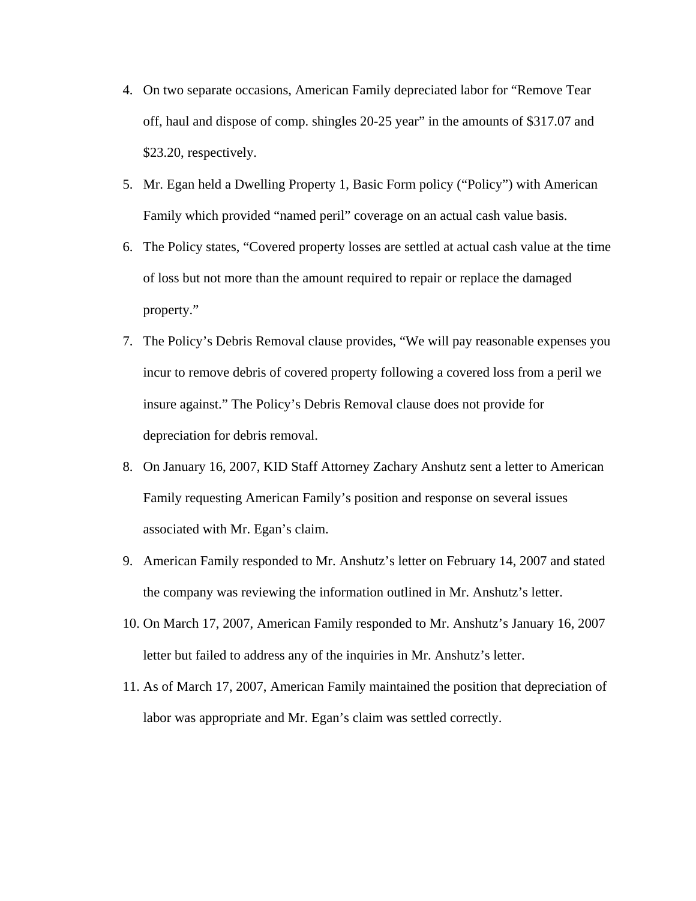4. On two separate occasions, American Family depreciated labor for "Remove Tear off, haul and dispose of comp. shingles 20-25 year" in the amounts of $317.07 and $23.20, respectively.
5. Mr. Egan held a Dwelling Property 1, Basic Form policy ("Policy") with American Family which provided "named peril" coverage on an actual cash value basis.
6. The Policy states, "Covered property losses are settled at actual cash value at the time of loss but not more than the amount required to repair or replace the damaged property."
7. The Policy's Debris Removal clause provides, "We will pay reasonable expenses you incur to remove debris of covered property following a covered loss from a peril we insure against." The Policy's Debris Removal clause does not provide for depreciation for debris removal.
8. On January 16, 2007, KID Staff Attorney Zachary Anshutz sent a letter to American Family requesting American Family's position and response on several issues associated with Mr. Egan's claim.
9. American Family responded to Mr. Anshutz's letter on February 14, 2007 and stated the company was reviewing the information outlined in Mr. Anshutz's letter.
10. On March 17, 2007, American Family responded to Mr. Anshutz's January 16, 2007 letter but failed to address any of the inquiries in Mr. Anshutz's letter.
11. As of March 17, 2007, American Family maintained the position that depreciation of labor was appropriate and Mr. Egan's claim was settled correctly.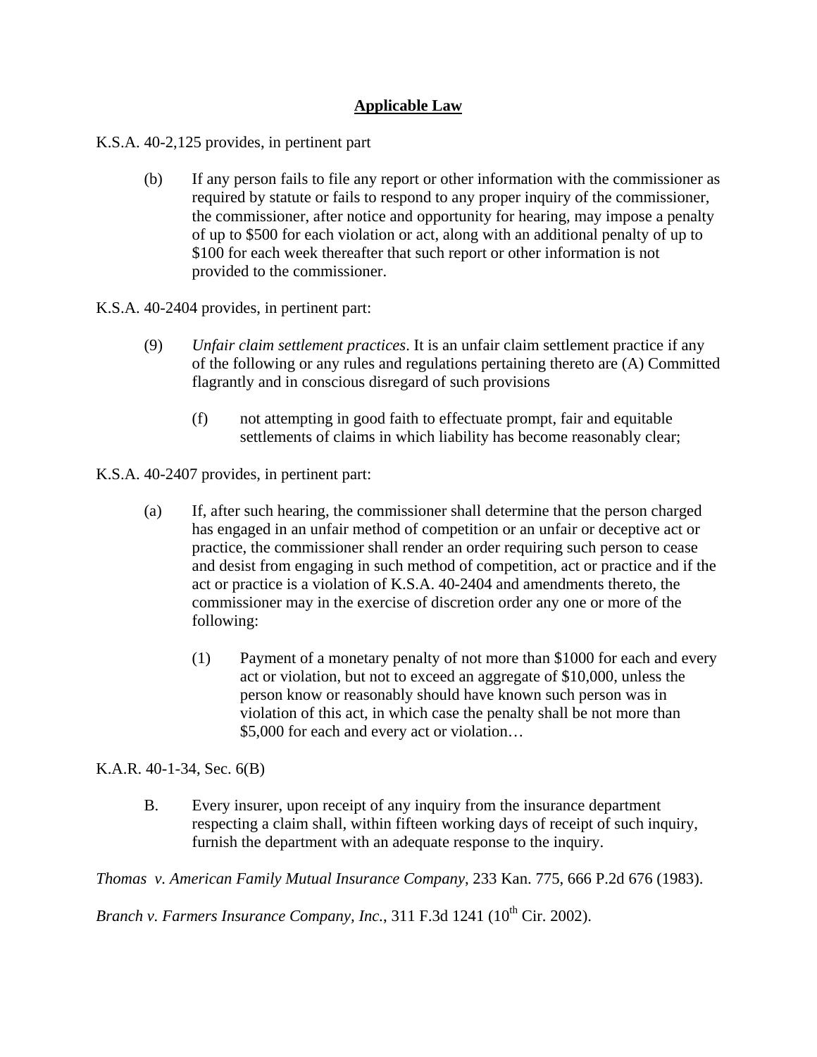## Applicable Law

K.S.A. 40-2,125 provides, in pertinent part

> (b) If any person fails to file any report or other information with the commissioner as required by statute or fails to respond to any proper inquiry of the commissioner, the commissioner, after notice and opportunity for hearing, may impose a penalty of up to $500 for each violation or act, along with an additional penalty of up to $100 for each week thereafter that such report or other information is not provided to the commissioner.

K.S.A. 40-2404 provides, in pertinent part:

> (9) *Unfair claim settlement practices*. It is an unfair claim settlement practice if any of the following or any rules and regulations pertaining thereto are (A) Committed flagrantly and in conscious disregard of such provisions
>
> > (f) not attempting in good faith to effectuate prompt, fair and equitable settlements of claims in which liability has become reasonably clear;

K.S.A. 40-2407 provides, in pertinent part:

> (a) If, after such hearing, the commissioner shall determine that the person charged has engaged in an unfair method of competition or an unfair or deceptive act or practice, the commissioner shall render an order requiring such person to cease and desist from engaging in such method of competition, act or practice and if the act or practice is a violation of K.S.A. 40-2404 and amendments thereto, the commissioner may in the exercise of discretion order any one or more of the following:
>
> > (1) Payment of a monetary penalty of not more than $1000 for each and every act or violation, but not to exceed an aggregate of $10,000, unless the person know or reasonably should have known such person was in violation of this act, in which case the penalty shall be not more than $5,000 for each and every act or violation…

K.A.R. 40-1-34, Sec. 6(B)

> B. Every insurer, upon receipt of any inquiry from the insurance department respecting a claim shall, within fifteen working days of receipt of such inquiry, furnish the department with an adequate response to the inquiry.

*Thomas v. American Family Mutual Insurance Company*, 233 Kan. 775, 666 P.2d 676 (1983).

*Branch v. Farmers Insurance Company, Inc.*, 311 F.3d 1241 (10th Cir. 2002).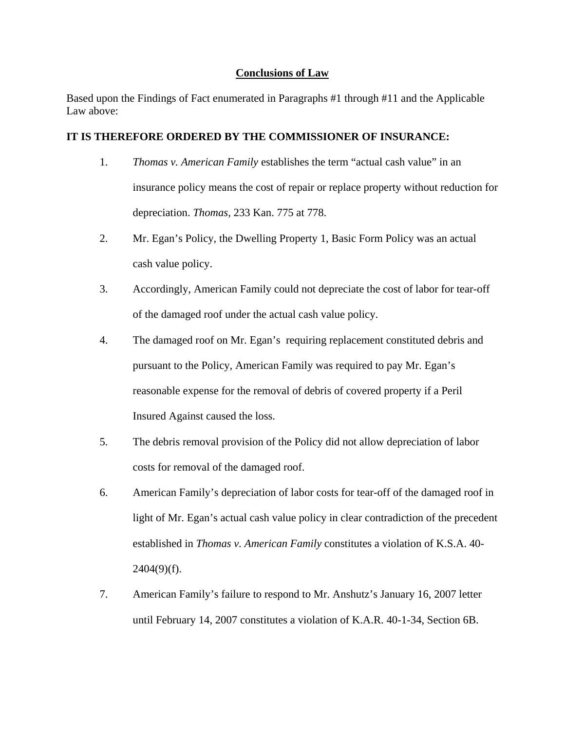## <u>Conclusions of Law</u>

Based upon the Findings of Fact enumerated in Paragraphs #1 through #11 and the Applicable Law above:

**IT IS THEREFORE ORDERED BY THE COMMISSIONER OF INSURANCE:**

1. *Thomas v. American Family* establishes the term "actual cash value" in an insurance policy means the cost of repair or replace property without reduction for depreciation. *Thomas*, 233 Kan. 775 at 778.

2. Mr. Egan's Policy, the Dwelling Property 1, Basic Form Policy was an actual cash value policy.

3. Accordingly, American Family could not depreciate the cost of labor for tear-off of the damaged roof under the actual cash value policy.

4. The damaged roof on Mr. Egan's  requiring replacement constituted debris and pursuant to the Policy, American Family was required to pay Mr. Egan's reasonable expense for the removal of debris of covered property if a Peril Insured Against caused the loss.

5. The debris removal provision of the Policy did not allow depreciation of labor costs for removal of the damaged roof.

6. American Family's depreciation of labor costs for tear-off of the damaged roof in light of Mr. Egan's actual cash value policy in clear contradiction of the precedent established in *Thomas v. American Family* constitutes a violation of K.S.A. 40-2404(9)(f).

7. American Family's failure to respond to Mr. Anshutz's January 16, 2007 letter until February 14, 2007 constitutes a violation of K.A.R. 40-1-34, Section 6B.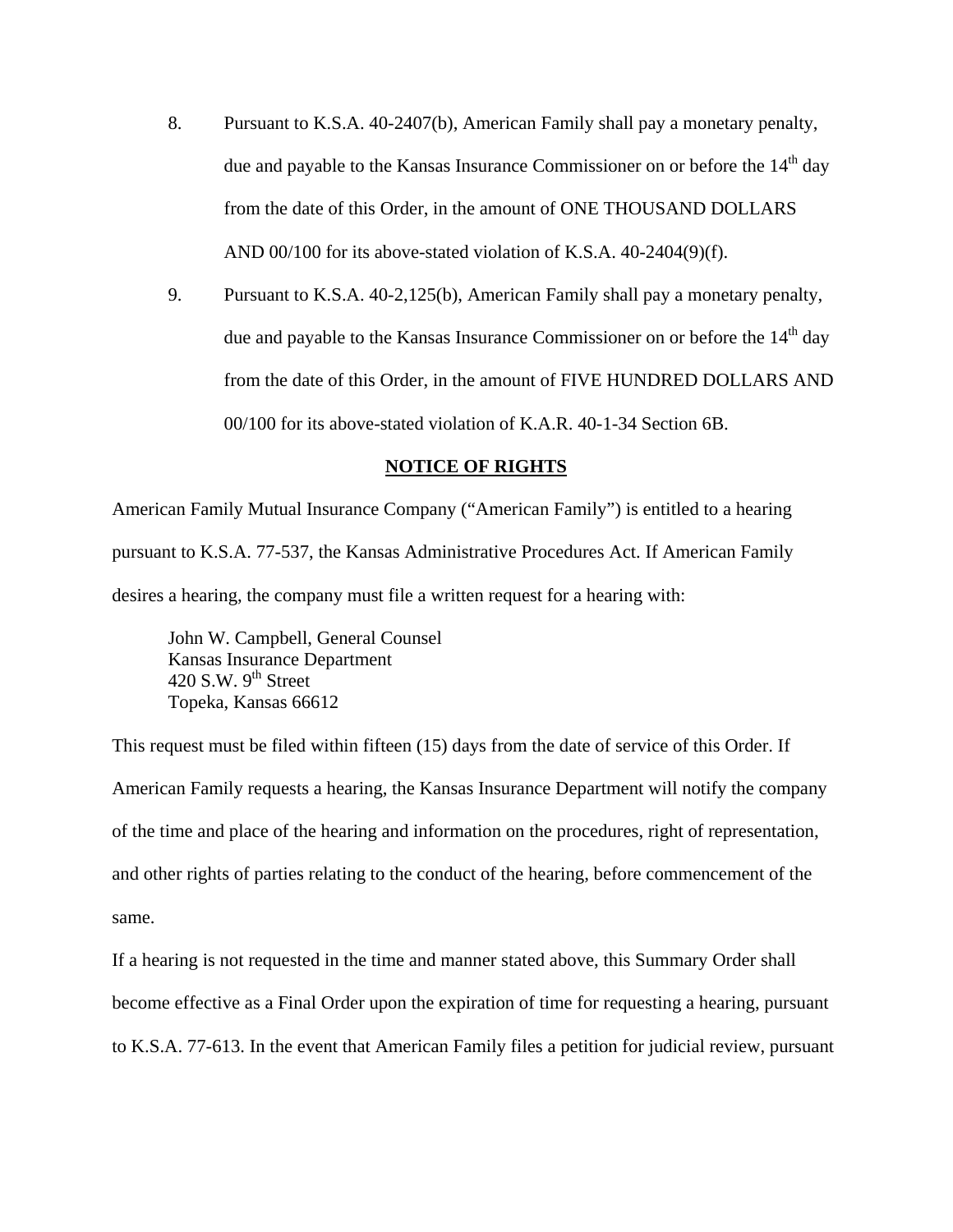8. Pursuant to K.S.A. 40-2407(b), American Family shall pay a monetary penalty, due and payable to the Kansas Insurance Commissioner on or before the 14th day from the date of this Order, in the amount of ONE THOUSAND DOLLARS AND 00/100 for its above-stated violation of K.S.A. 40-2404(9)(f).

9. Pursuant to K.S.A. 40-2,125(b), American Family shall pay a monetary penalty, due and payable to the Kansas Insurance Commissioner on or before the 14th day from the date of this Order, in the amount of FIVE HUNDRED DOLLARS AND 00/100 for its above-stated violation of K.A.R. 40-1-34 Section 6B.

## NOTICE OF RIGHTS

American Family Mutual Insurance Company ("American Family") is entitled to a hearing pursuant to K.S.A. 77-537, the Kansas Administrative Procedures Act. If American Family desires a hearing, the company must file a written request for a hearing with:

> John W. Campbell, General Counsel
> Kansas Insurance Department
> 420 S.W. 9th Street
> Topeka, Kansas 66612

This request must be filed within fifteen (15) days from the date of service of this Order. If American Family requests a hearing, the Kansas Insurance Department will notify the company of the time and place of the hearing and information on the procedures, right of representation, and other rights of parties relating to the conduct of the hearing, before commencement of the same.

If a hearing is not requested in the time and manner stated above, this Summary Order shall become effective as a Final Order upon the expiration of time for requesting a hearing, pursuant to K.S.A. 77-613. In the event that American Family files a petition for judicial review, pursuant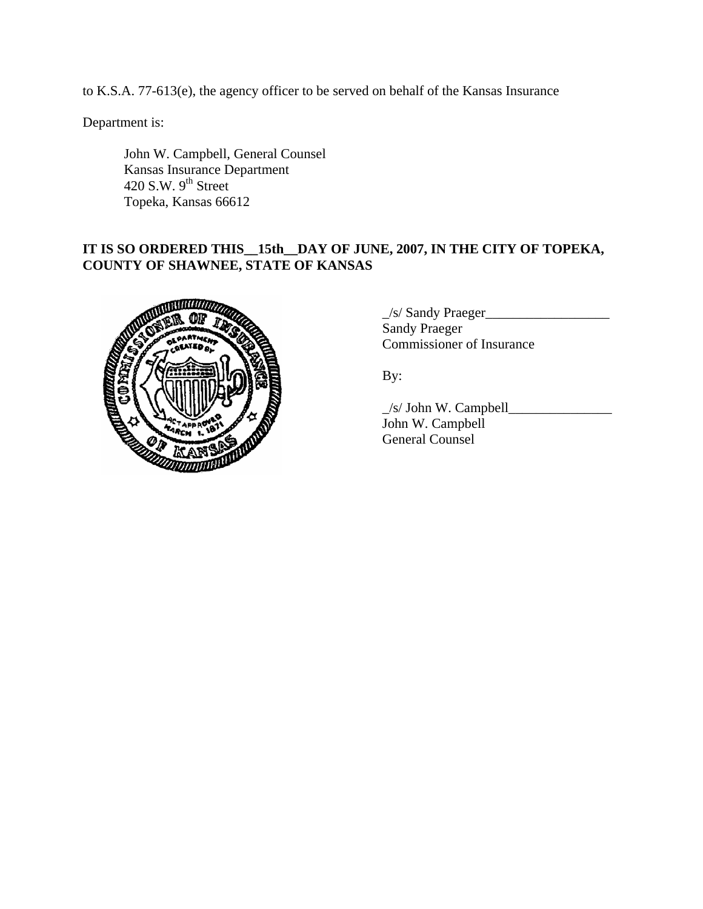to K.S.A. 77-613(e), the agency officer to be served on behalf of the Kansas Insurance

Department is:

John W. Campbell, General Counsel
Kansas Insurance Department
420 S.W. 9th Street
Topeka, Kansas 66612

**IT IS SO ORDERED THIS__15th__DAY OF JUNE, 2007, IN THE CITY OF TOPEKA, COUNTY OF SHAWNEE, STATE OF KANSAS**

_/s/ Sandy Praeger__________________
Sandy Praeger
Commissioner of Insurance

By:

_/s/ John W. Campbell_______________
John W. Campbell
General Counsel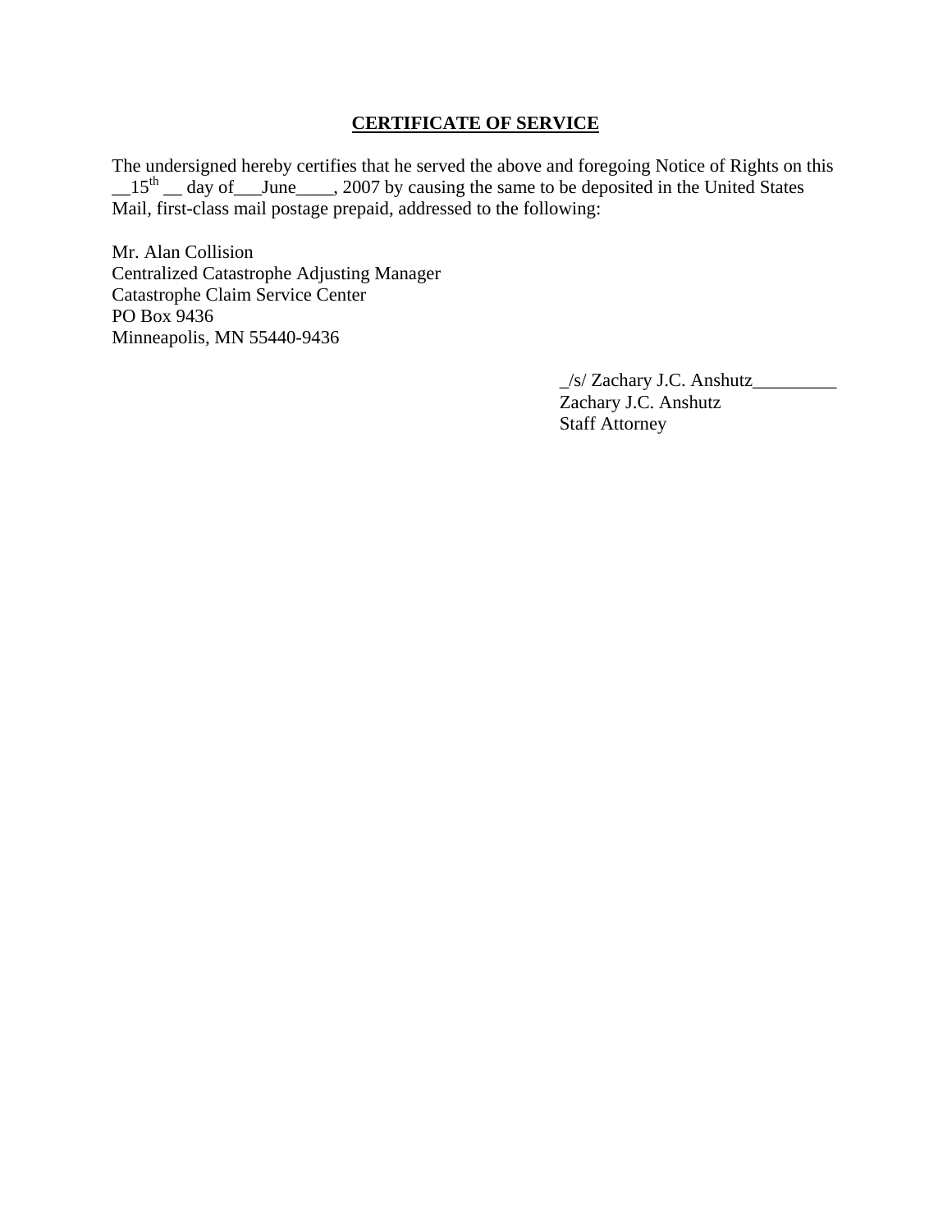**CERTIFICATE OF SERVICE**

The undersigned hereby certifies that he served the above and foregoing Notice of Rights on this __15th __ day of___June____, 2007 by causing the same to be deposited in the United States Mail, first-class mail postage prepaid, addressed to the following:

Mr. Alan Collision
Centralized Catastrophe Adjusting Manager
Catastrophe Claim Service Center
PO Box 9436
Minneapolis, MN 55440-9436

_/s/ Zachary J.C. Anshutz_________
Zachary J.C. Anshutz
Staff Attorney